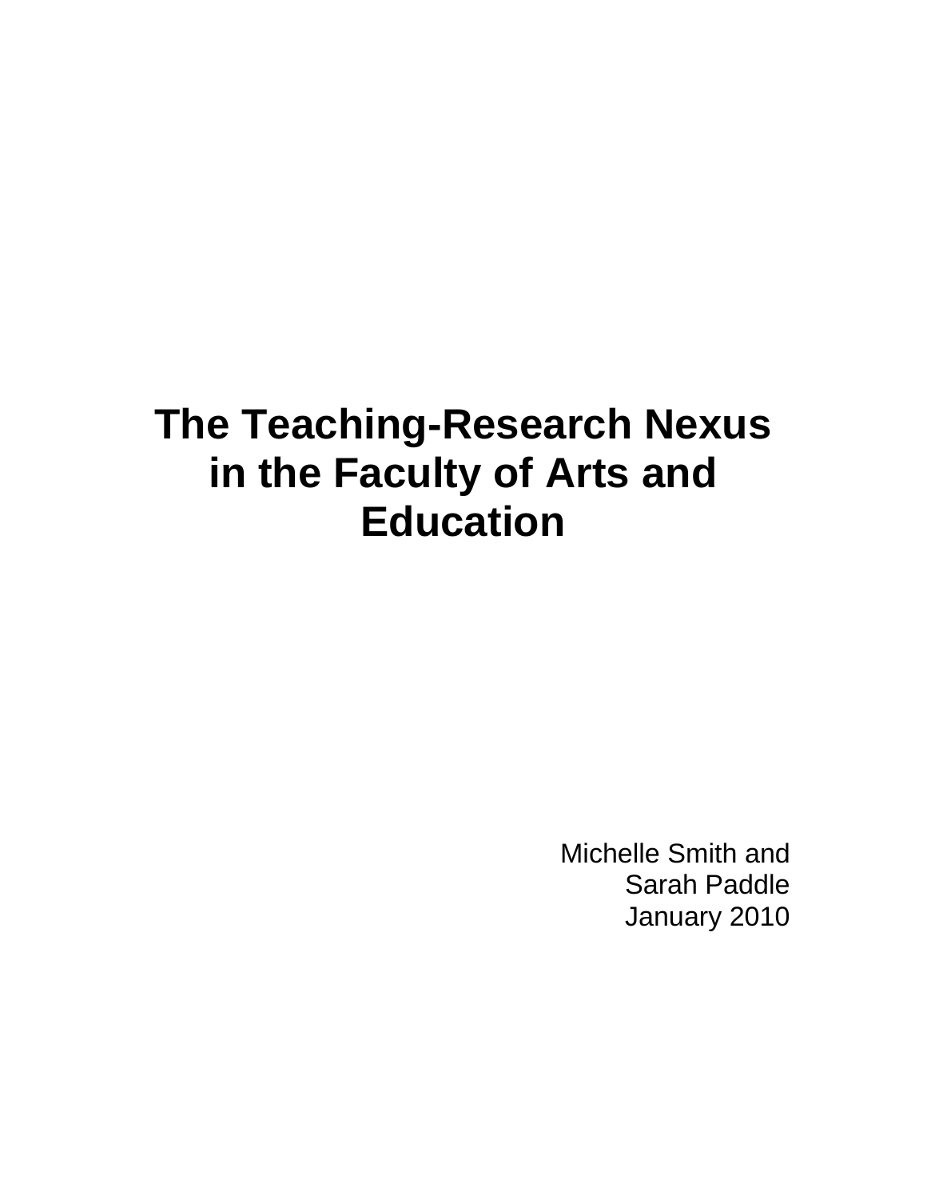# The Teaching-Research Nexus in the Faculty of Arts and Education

Michelle Smith and
Sarah Paddle
January 2010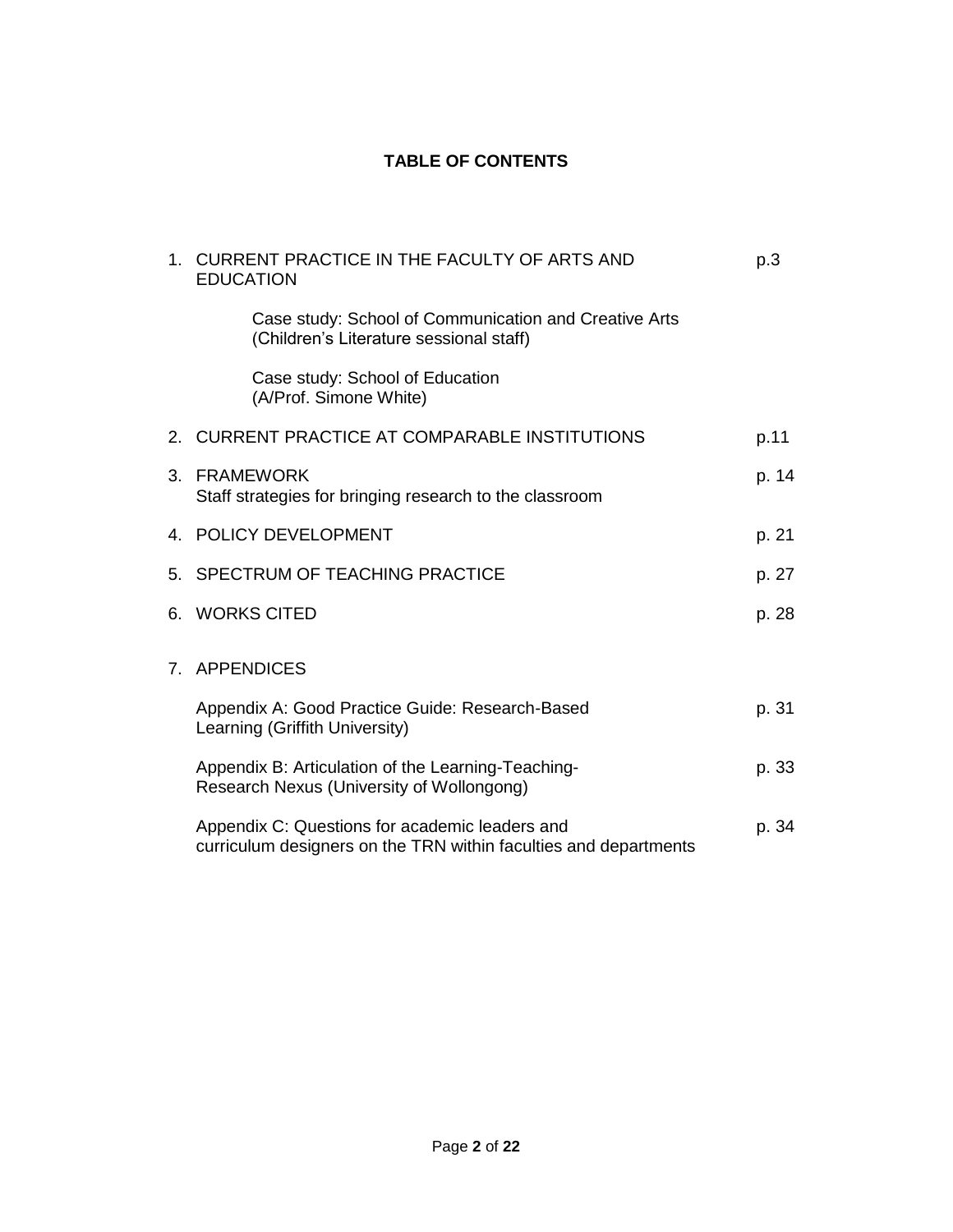# TABLE OF CONTENTS

1. CURRENT PRACTICE IN THE FACULTY OF ARTS AND EDUCATION — p.3

    Case study: School of Communication and Creative Arts (Children's Literature sessional staff)

    Case study: School of Education (A/Prof. Simone White)

2. CURRENT PRACTICE AT COMPARABLE INSTITUTIONS — p.11

3. FRAMEWORK — p. 14
   Staff strategies for bringing research to the classroom

4. POLICY DEVELOPMENT — p. 21

5. SPECTRUM OF TEACHING PRACTICE — p. 27

6. WORKS CITED — p. 28

7. APPENDICES

   Appendix A: Good Practice Guide: Research-Based Learning (Griffith University) — p. 31

   Appendix B: Articulation of the Learning-Teaching-Research Nexus (University of Wollongong) — p. 33

   Appendix C: Questions for academic leaders and curriculum designers on the TRN within faculties and departments — p. 34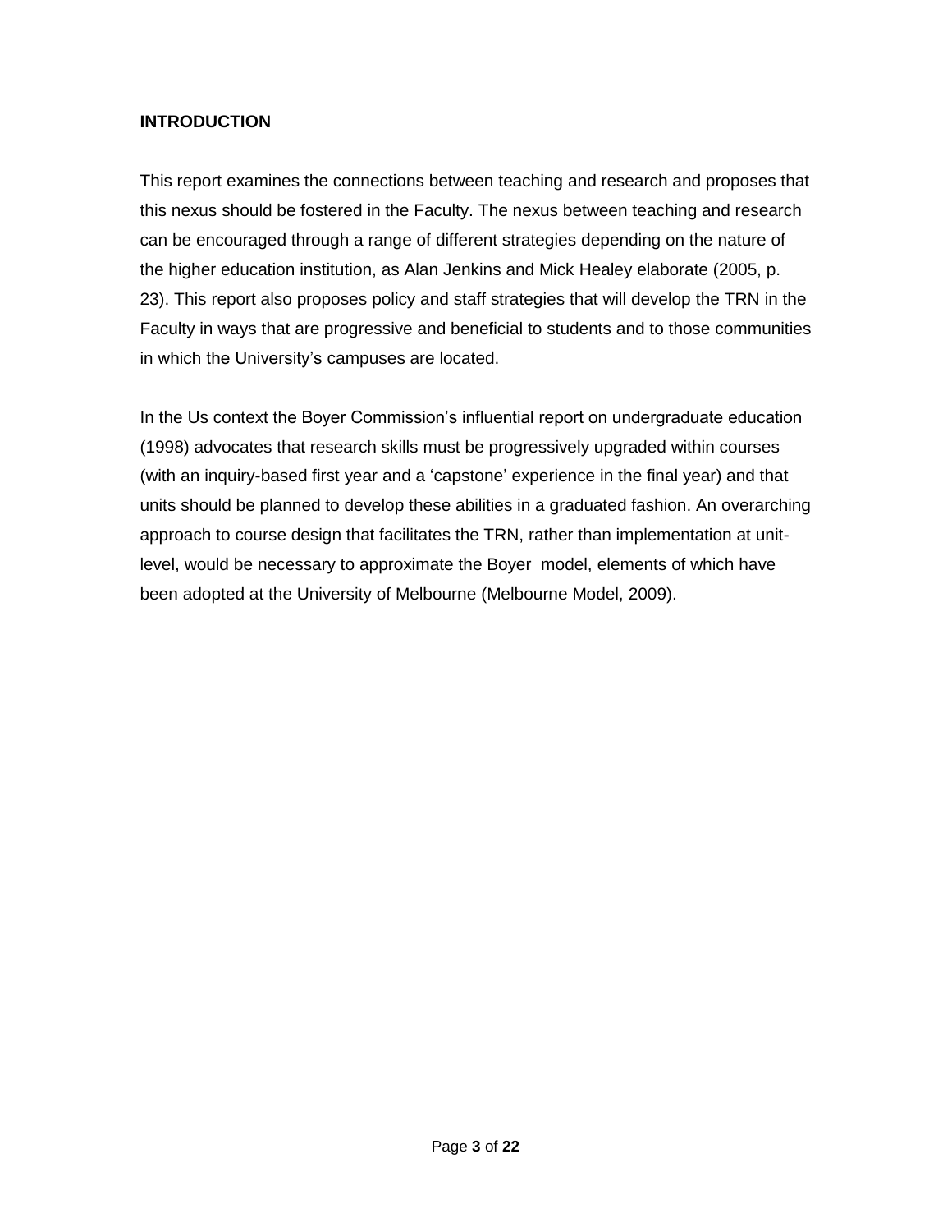## INTRODUCTION

This report examines the connections between teaching and research and proposes that this nexus should be fostered in the Faculty. The nexus between teaching and research can be encouraged through a range of different strategies depending on the nature of the higher education institution, as Alan Jenkins and Mick Healey elaborate (2005, p. 23). This report also proposes policy and staff strategies that will develop the TRN in the Faculty in ways that are progressive and beneficial to students and to those communities in which the University's campuses are located.

In the Us context the Boyer Commission's influential report on undergraduate education (1998) advocates that research skills must be progressively upgraded within courses (with an inquiry-based first year and a 'capstone' experience in the final year) and that units should be planned to develop these abilities in a graduated fashion. An overarching approach to course design that facilitates the TRN, rather than implementation at unit-level, would be necessary to approximate the Boyer model, elements of which have been adopted at the University of Melbourne (Melbourne Model, 2009).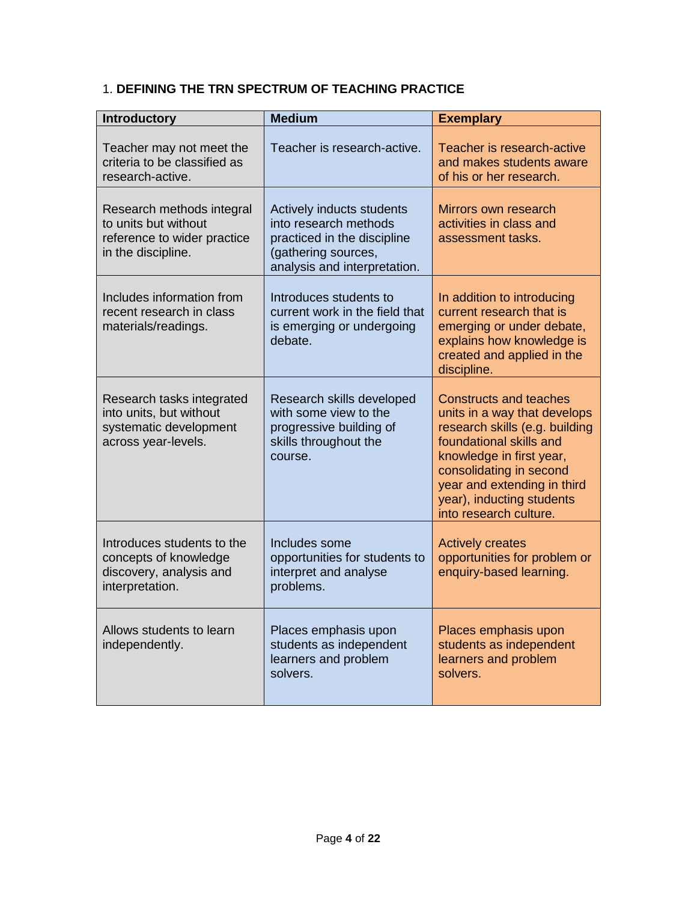1. **DEFINING THE TRN SPECTRUM OF TEACHING PRACTICE**

| Introductory | Medium | Exemplary |
|---|---|---|
| Teacher may not meet the criteria to be classified as research-active. | Teacher is research-active. | Teacher is research-active and makes students aware of his or her research. |
| Research methods integral to units but without reference to wider practice in the discipline. | Actively inducts students into research methods practiced in the discipline (gathering sources, analysis and interpretation. | Mirrors own research activities in class and assessment tasks. |
| Includes information from recent research in class materials/readings. | Introduces students to current work in the field that is emerging or undergoing debate. | In addition to introducing current research that is emerging or under debate, explains how knowledge is created and applied in the discipline. |
| Research tasks integrated into units, but without systematic development across year-levels. | Research skills developed with some view to the progressive building of skills throughout the course. | Constructs and teaches units in a way that develops research skills (e.g. building foundational skills and knowledge in first year, consolidating in second year and extending in third year), inducting students into research culture. |
| Introduces students to the concepts of knowledge discovery, analysis and interpretation. | Includes some opportunities for students to interpret and analyse problems. | Actively creates opportunities for problem or enquiry-based learning. |
| Allows students to learn independently. | Places emphasis upon students as independent learners and problem solvers. | Places emphasis upon students as independent learners and problem solvers. |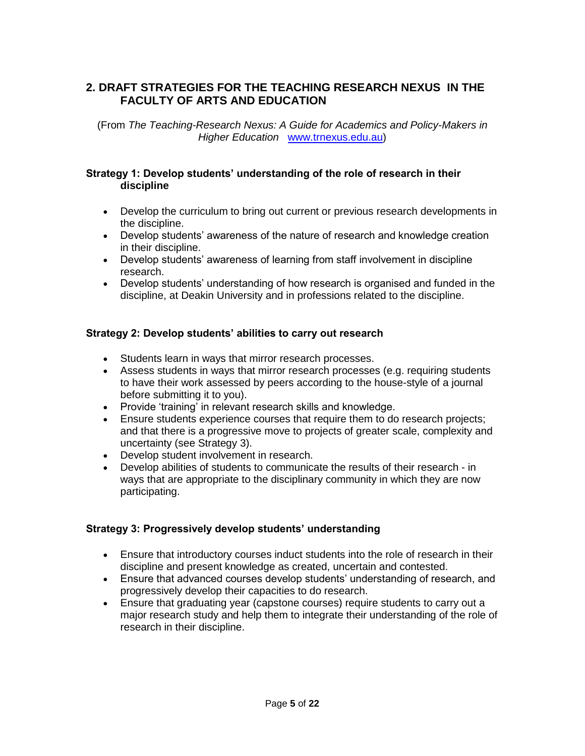## 2. DRAFT STRATEGIES FOR THE TEACHING RESEARCH NEXUS IN THE FACULTY OF ARTS AND EDUCATION

(From *The Teaching-Research Nexus: A Guide for Academics and Policy-Makers in Higher Education* www.trnexus.edu.au)

### Strategy 1: Develop students' understanding of the role of research in their discipline

- Develop the curriculum to bring out current or previous research developments in the discipline.
- Develop students' awareness of the nature of research and knowledge creation in their discipline.
- Develop students' awareness of learning from staff involvement in discipline research.
- Develop students' understanding of how research is organised and funded in the discipline, at Deakin University and in professions related to the discipline.

### Strategy 2: Develop students' abilities to carry out research

- Students learn in ways that mirror research processes.
- Assess students in ways that mirror research processes (e.g. requiring students to have their work assessed by peers according to the house-style of a journal before submitting it to you).
- Provide 'training' in relevant research skills and knowledge.
- Ensure students experience courses that require them to do research projects; and that there is a progressive move to projects of greater scale, complexity and uncertainty (see Strategy 3).
- Develop student involvement in research.
- Develop abilities of students to communicate the results of their research - in ways that are appropriate to the disciplinary community in which they are now participating.

### Strategy 3: Progressively develop students' understanding

- Ensure that introductory courses induct students into the role of research in their discipline and present knowledge as created, uncertain and contested.
- Ensure that advanced courses develop students' understanding of research, and progressively develop their capacities to do research.
- Ensure that graduating year (capstone courses) require students to carry out a major research study and help them to integrate their understanding of the role of research in their discipline.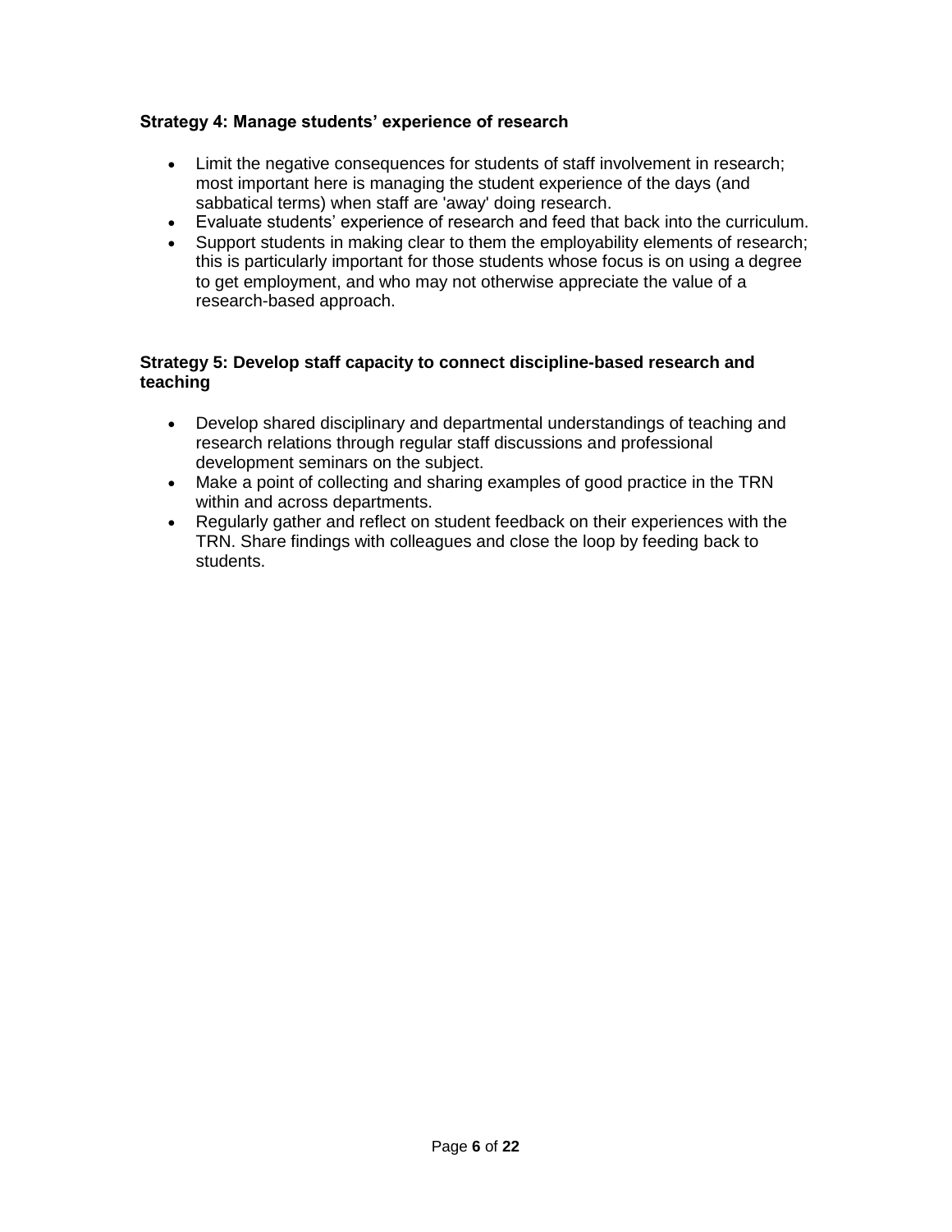**Strategy 4: Manage students' experience of research**

- Limit the negative consequences for students of staff involvement in research; most important here is managing the student experience of the days (and sabbatical terms) when staff are 'away' doing research.
- Evaluate students' experience of research and feed that back into the curriculum.
- Support students in making clear to them the employability elements of research; this is particularly important for those students whose focus is on using a degree to get employment, and who may not otherwise appreciate the value of a research-based approach.

**Strategy 5: Develop staff capacity to connect discipline-based research and teaching**

- Develop shared disciplinary and departmental understandings of teaching and research relations through regular staff discussions and professional development seminars on the subject.
- Make a point of collecting and sharing examples of good practice in the TRN within and across departments.
- Regularly gather and reflect on student feedback on their experiences with the TRN. Share findings with colleagues and close the loop by feeding back to students.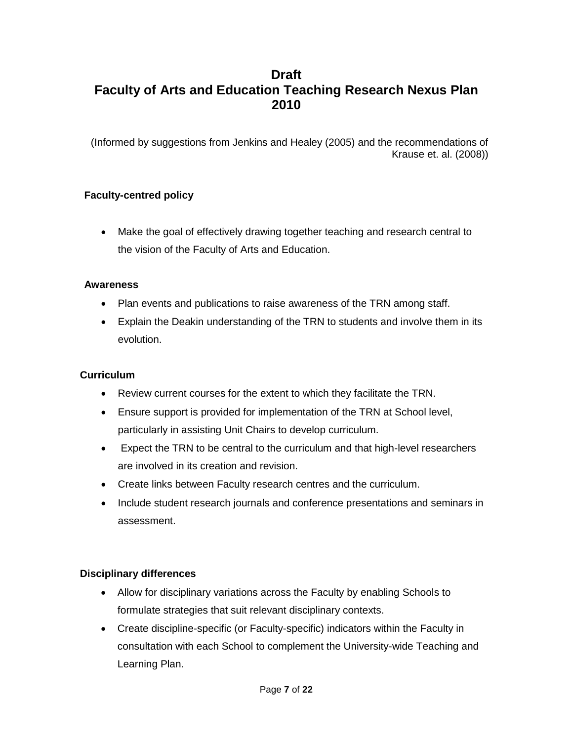# Draft
# Faculty of Arts and Education Teaching Research Nexus Plan 2010

(Informed by suggestions from Jenkins and Healey (2005) and the recommendations of Krause et. al. (2008))

**Faculty-centred policy**

- Make the goal of effectively drawing together teaching and research central to the vision of the Faculty of Arts and Education.

**Awareness**

- Plan events and publications to raise awareness of the TRN among staff.
- Explain the Deakin understanding of the TRN to students and involve them in its evolution.

**Curriculum**

- Review current courses for the extent to which they facilitate the TRN.
- Ensure support is provided for implementation of the TRN at School level, particularly in assisting Unit Chairs to develop curriculum.
- Expect the TRN to be central to the curriculum and that high-level researchers are involved in its creation and revision.
- Create links between Faculty research centres and the curriculum.
- Include student research journals and conference presentations and seminars in assessment.

**Disciplinary differences**

- Allow for disciplinary variations across the Faculty by enabling Schools to formulate strategies that suit relevant disciplinary contexts.
- Create discipline-specific (or Faculty-specific) indicators within the Faculty in consultation with each School to complement the University-wide Teaching and Learning Plan.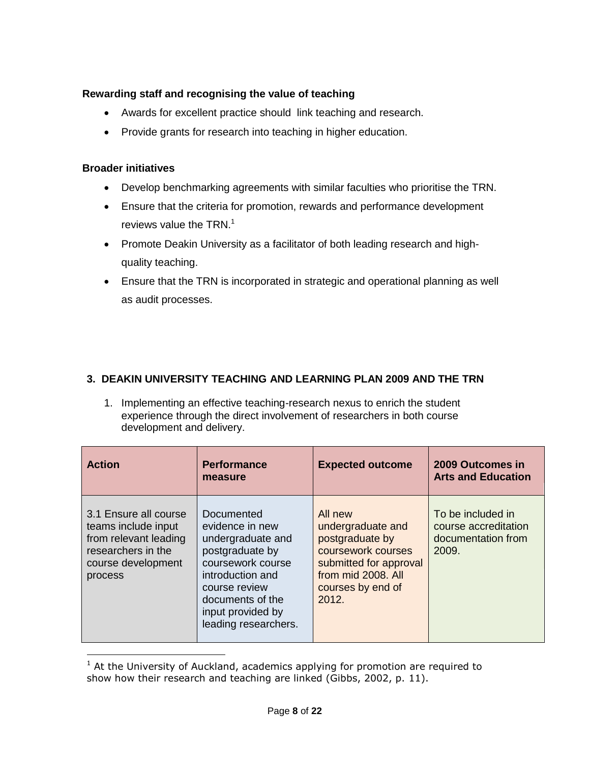**Rewarding staff and recognising the value of teaching**

- Awards for excellent practice should link teaching and research.
- Provide grants for research into teaching in higher education.

**Broader initiatives**

- Develop benchmarking agreements with similar faculties who prioritise the TRN.
- Ensure that the criteria for promotion, rewards and performance development reviews value the TRN.[1]
- Promote Deakin University as a facilitator of both leading research and high-quality teaching.
- Ensure that the TRN is incorporated in strategic and operational planning as well as audit processes.

## 3. DEAKIN UNIVERSITY TEACHING AND LEARNING PLAN 2009 AND THE TRN

1. Implementing an effective teaching-research nexus to enrich the student experience through the direct involvement of researchers in both course development and delivery.

| Action | Performance measure | Expected outcome | 2009 Outcomes in Arts and Education |
|---|---|---|---|
| 3.1 Ensure all course teams include input from relevant leading researchers in the course development process | Documented evidence in new undergraduate and postgraduate by coursework course introduction and course review documents of the input provided by leading researchers. | All new undergraduate and postgraduate by coursework courses submitted for approval from mid 2008. All courses by end of 2012. | To be included in course accreditation documentation from 2009. |

[1] At the University of Auckland, academics applying for promotion are required to show how their research and teaching are linked (Gibbs, 2002, p. 11).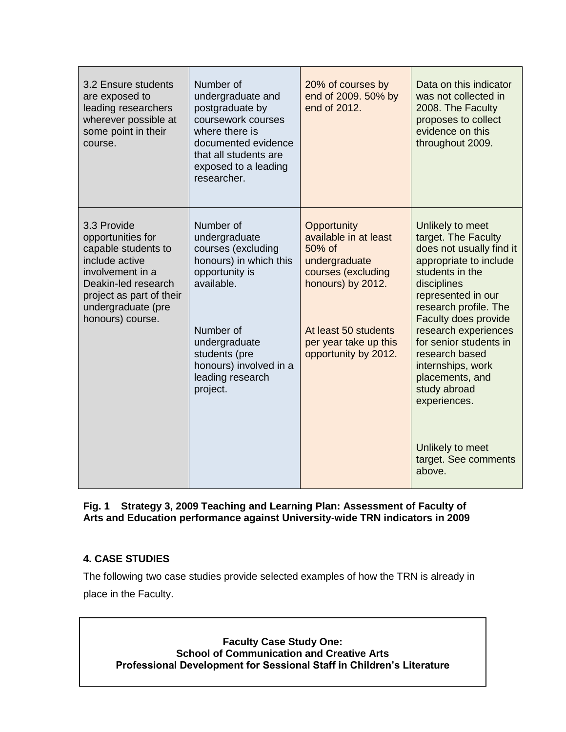| | | | |
|---|---|---|---|
| 3.2 Ensure students are exposed to leading researchers wherever possible at some point in their course. | Number of undergraduate and postgraduate by coursework courses where there is documented evidence that all students are exposed to a leading researcher. | 20% of courses by end of 2009. 50% by end of 2012. | Data on this indicator was not collected in 2008. The Faculty proposes to collect evidence on this throughout 2009. |
| 3.3 Provide opportunities for capable students to include active involvement in a Deakin-led research project as part of their undergraduate (pre honours) course. | Number of undergraduate courses (excluding honours) in which this opportunity is available. | Opportunity available in at least 50% of undergraduate courses (excluding honours) by 2012. | Unlikely to meet target. The Faculty does not usually find it appropriate to include students in the disciplines represented in our research profile. The Faculty does provide research experiences for senior students in research based internships, work placements, and study abroad experiences. |
| | Number of undergraduate students (pre honours) involved in a leading research project. | At least 50 students per year take up this opportunity by 2012. | Unlikely to meet target. See comments above. |

**Fig. 1 Strategy 3, 2009 Teaching and Learning Plan: Assessment of Faculty of Arts and Education performance against University-wide TRN indicators in 2009**

## 4. CASE STUDIES

The following two case studies provide selected examples of how the TRN is already in place in the Faculty.

**Faculty Case Study One:**
**School of Communication and Creative Arts**
**Professional Development for Sessional Staff in Children's Literature**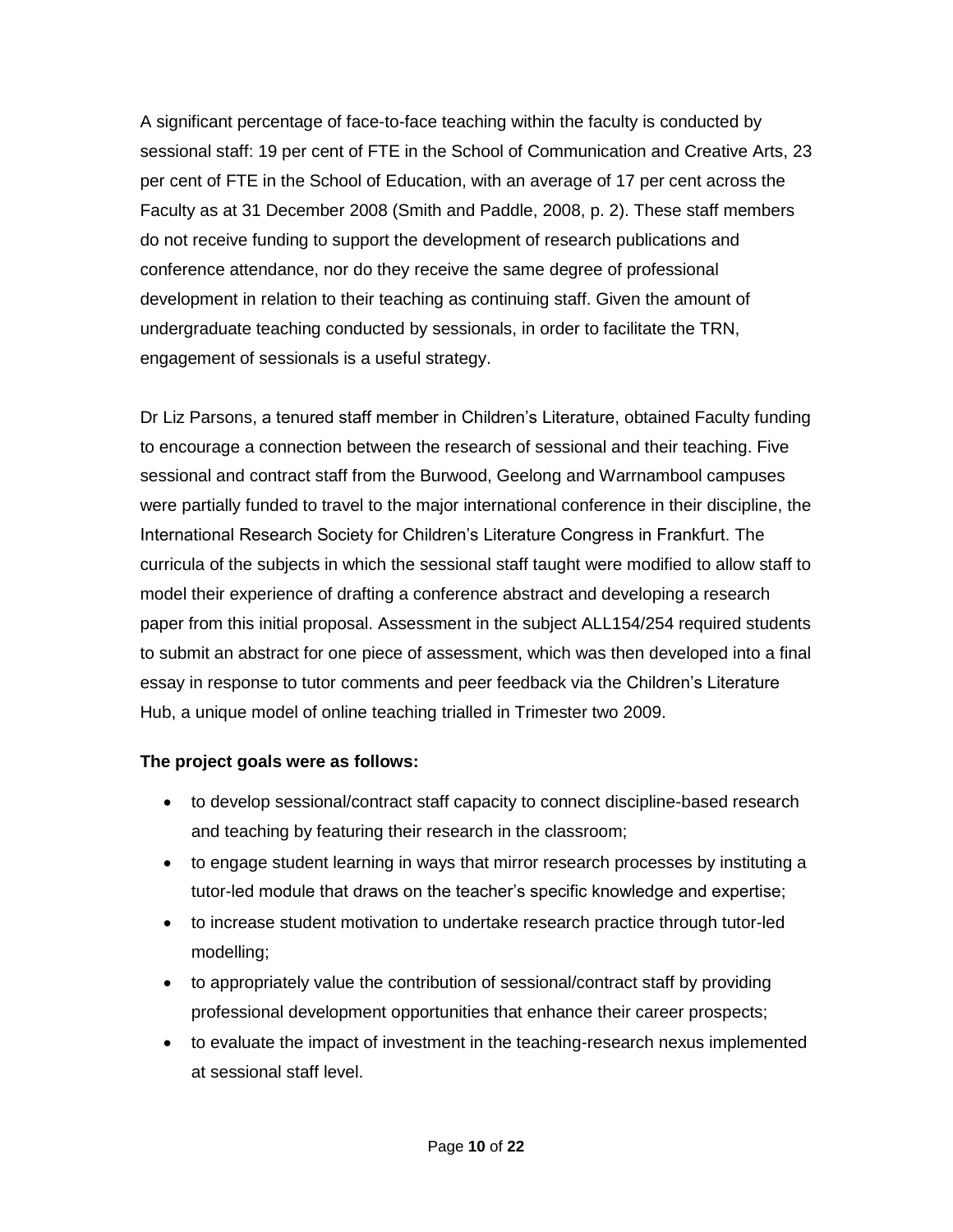A significant percentage of face-to-face teaching within the faculty is conducted by sessional staff: 19 per cent of FTE in the School of Communication and Creative Arts, 23 per cent of FTE in the School of Education, with an average of 17 per cent across the Faculty as at 31 December 2008 (Smith and Paddle, 2008, p. 2). These staff members do not receive funding to support the development of research publications and conference attendance, nor do they receive the same degree of professional development in relation to their teaching as continuing staff. Given the amount of undergraduate teaching conducted by sessionals, in order to facilitate the TRN, engagement of sessionals is a useful strategy.

Dr Liz Parsons, a tenured staff member in Children's Literature, obtained Faculty funding to encourage a connection between the research of sessional and their teaching. Five sessional and contract staff from the Burwood, Geelong and Warrnambool campuses were partially funded to travel to the major international conference in their discipline, the International Research Society for Children's Literature Congress in Frankfurt. The curricula of the subjects in which the sessional staff taught were modified to allow staff to model their experience of drafting a conference abstract and developing a research paper from this initial proposal. Assessment in the subject ALL154/254 required students to submit an abstract for one piece of assessment, which was then developed into a final essay in response to tutor comments and peer feedback via the Children's Literature Hub, a unique model of online teaching trialled in Trimester two 2009.

**The project goals were as follows:**

- to develop sessional/contract staff capacity to connect discipline-based research and teaching by featuring their research in the classroom;
- to engage student learning in ways that mirror research processes by instituting a tutor-led module that draws on the teacher's specific knowledge and expertise;
- to increase student motivation to undertake research practice through tutor-led modelling;
- to appropriately value the contribution of sessional/contract staff by providing professional development opportunities that enhance their career prospects;
- to evaluate the impact of investment in the teaching-research nexus implemented at sessional staff level.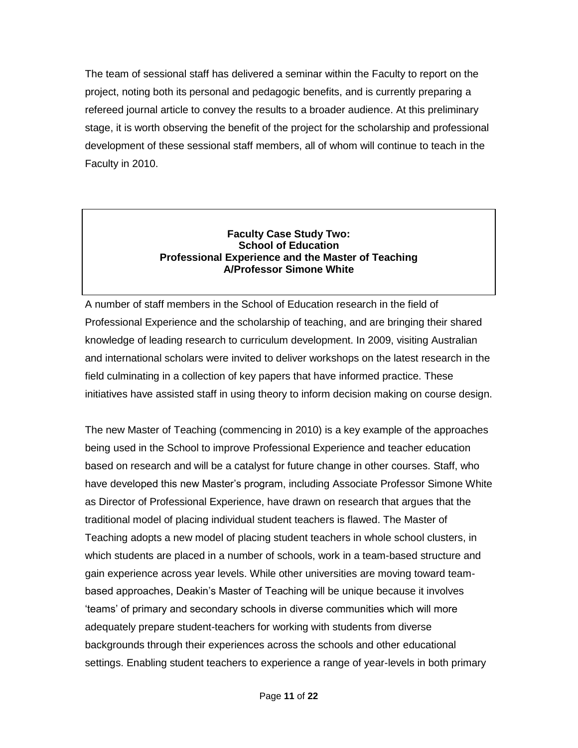The team of sessional staff has delivered a seminar within the Faculty to report on the project, noting both its personal and pedagogic benefits, and is currently preparing a refereed journal article to convey the results to a broader audience. At this preliminary stage, it is worth observing the benefit of the project for the scholarship and professional development of these sessional staff members, all of whom will continue to teach in the Faculty in 2010.

### Faculty Case Study Two: School of Education Professional Experience and the Master of Teaching A/Professor Simone White

A number of staff members in the School of Education research in the field of Professional Experience and the scholarship of teaching, and are bringing their shared knowledge of leading research to curriculum development. In 2009, visiting Australian and international scholars were invited to deliver workshops on the latest research in the field culminating in a collection of key papers that have informed practice. These initiatives have assisted staff in using theory to inform decision making on course design.

The new Master of Teaching (commencing in 2010) is a key example of the approaches being used in the School to improve Professional Experience and teacher education based on research and will be a catalyst for future change in other courses. Staff, who have developed this new Master's program, including Associate Professor Simone White as Director of Professional Experience, have drawn on research that argues that the traditional model of placing individual student teachers is flawed. The Master of Teaching adopts a new model of placing student teachers in whole school clusters, in which students are placed in a number of schools, work in a team-based structure and gain experience across year levels. While other universities are moving toward team-based approaches, Deakin's Master of Teaching will be unique because it involves 'teams' of primary and secondary schools in diverse communities which will more adequately prepare student-teachers for working with students from diverse backgrounds through their experiences across the schools and other educational settings. Enabling student teachers to experience a range of year-levels in both primary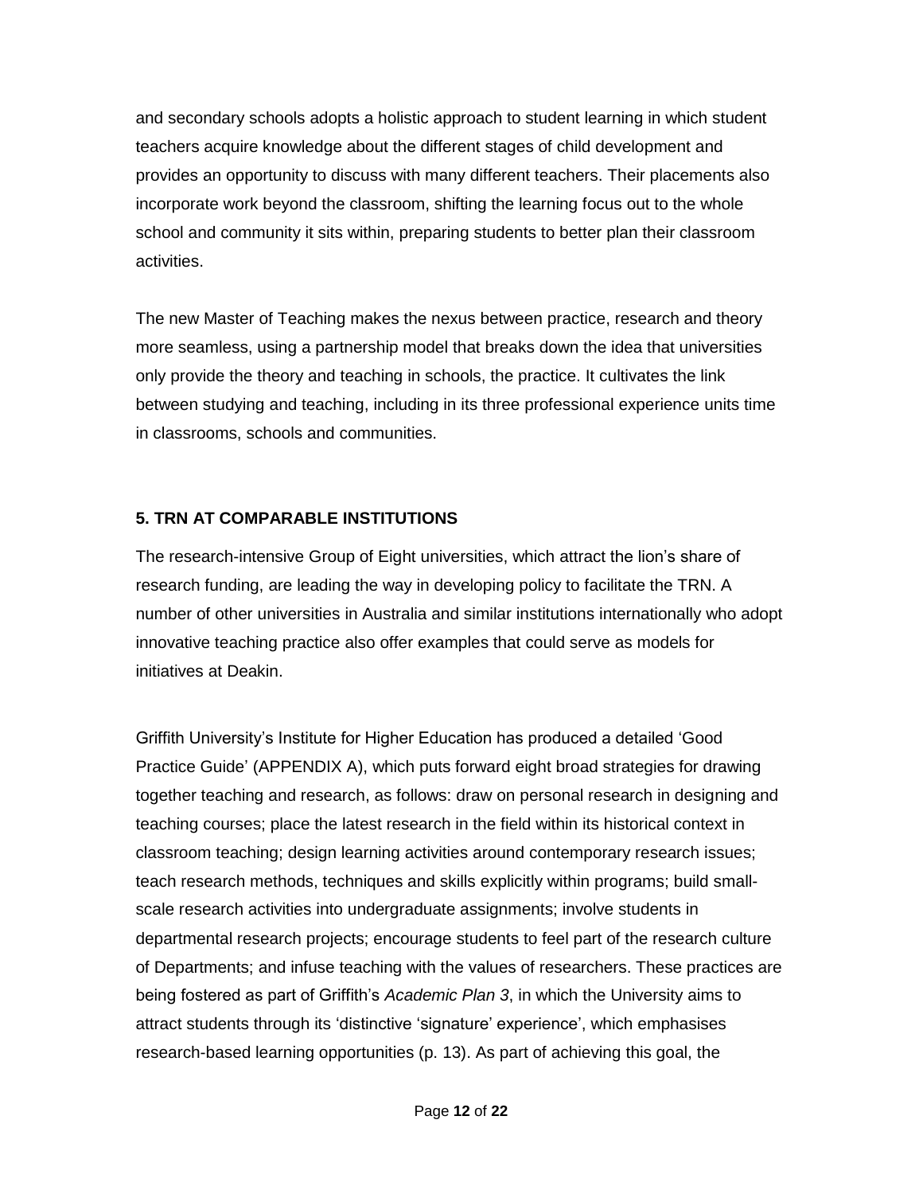and secondary schools adopts a holistic approach to student learning in which student teachers acquire knowledge about the different stages of child development and provides an opportunity to discuss with many different teachers. Their placements also incorporate work beyond the classroom, shifting the learning focus out to the whole school and community it sits within, preparing students to better plan their classroom activities.

The new Master of Teaching makes the nexus between practice, research and theory more seamless, using a partnership model that breaks down the idea that universities only provide the theory and teaching in schools, the practice. It cultivates the link between studying and teaching, including in its three professional experience units time in classrooms, schools and communities.

## 5. TRN AT COMPARABLE INSTITUTIONS

The research-intensive Group of Eight universities, which attract the lion's share of research funding, are leading the way in developing policy to facilitate the TRN. A number of other universities in Australia and similar institutions internationally who adopt innovative teaching practice also offer examples that could serve as models for initiatives at Deakin.

Griffith University's Institute for Higher Education has produced a detailed 'Good Practice Guide' (APPENDIX A), which puts forward eight broad strategies for drawing together teaching and research, as follows: draw on personal research in designing and teaching courses; place the latest research in the field within its historical context in classroom teaching; design learning activities around contemporary research issues; teach research methods, techniques and skills explicitly within programs; build small-scale research activities into undergraduate assignments; involve students in departmental research projects; encourage students to feel part of the research culture of Departments; and infuse teaching with the values of researchers. These practices are being fostered as part of Griffith's *Academic Plan 3*, in which the University aims to attract students through its 'distinctive 'signature' experience', which emphasises research-based learning opportunities (p. 13). As part of achieving this goal, the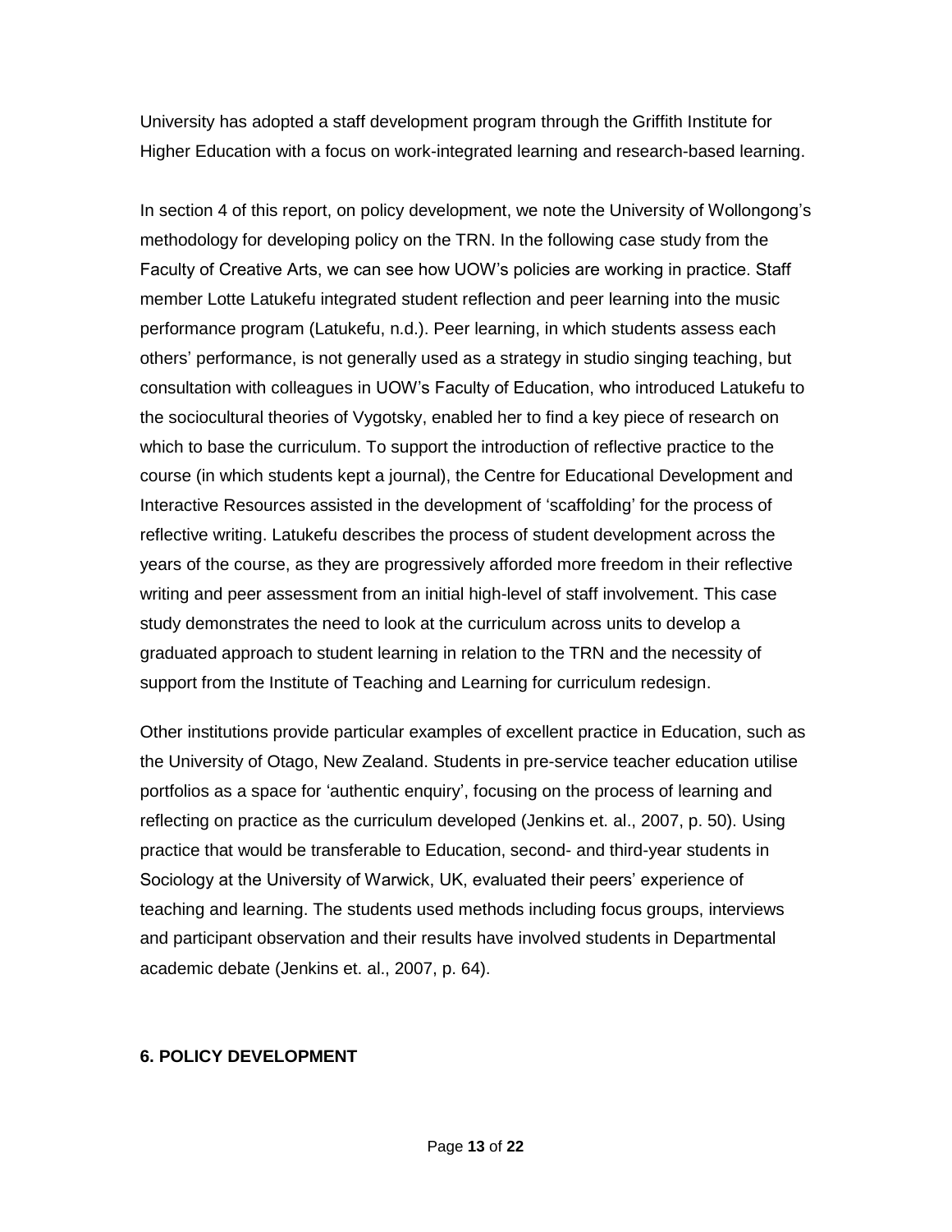University has adopted a staff development program through the Griffith Institute for Higher Education with a focus on work-integrated learning and research-based learning.

In section 4 of this report, on policy development, we note the University of Wollongong's methodology for developing policy on the TRN. In the following case study from the Faculty of Creative Arts, we can see how UOW's policies are working in practice. Staff member Lotte Latukefu integrated student reflection and peer learning into the music performance program (Latukefu, n.d.). Peer learning, in which students assess each others' performance, is not generally used as a strategy in studio singing teaching, but consultation with colleagues in UOW's Faculty of Education, who introduced Latukefu to the sociocultural theories of Vygotsky, enabled her to find a key piece of research on which to base the curriculum. To support the introduction of reflective practice to the course (in which students kept a journal), the Centre for Educational Development and Interactive Resources assisted in the development of 'scaffolding' for the process of reflective writing. Latukefu describes the process of student development across the years of the course, as they are progressively afforded more freedom in their reflective writing and peer assessment from an initial high-level of staff involvement. This case study demonstrates the need to look at the curriculum across units to develop a graduated approach to student learning in relation to the TRN and the necessity of support from the Institute of Teaching and Learning for curriculum redesign.

Other institutions provide particular examples of excellent practice in Education, such as the University of Otago, New Zealand. Students in pre-service teacher education utilise portfolios as a space for 'authentic enquiry', focusing on the process of learning and reflecting on practice as the curriculum developed (Jenkins et. al., 2007, p. 50). Using practice that would be transferable to Education, second- and third-year students in Sociology at the University of Warwick, UK, evaluated their peers' experience of teaching and learning. The students used methods including focus groups, interviews and participant observation and their results have involved students in Departmental academic debate (Jenkins et. al., 2007, p. 64).

## 6. POLICY DEVELOPMENT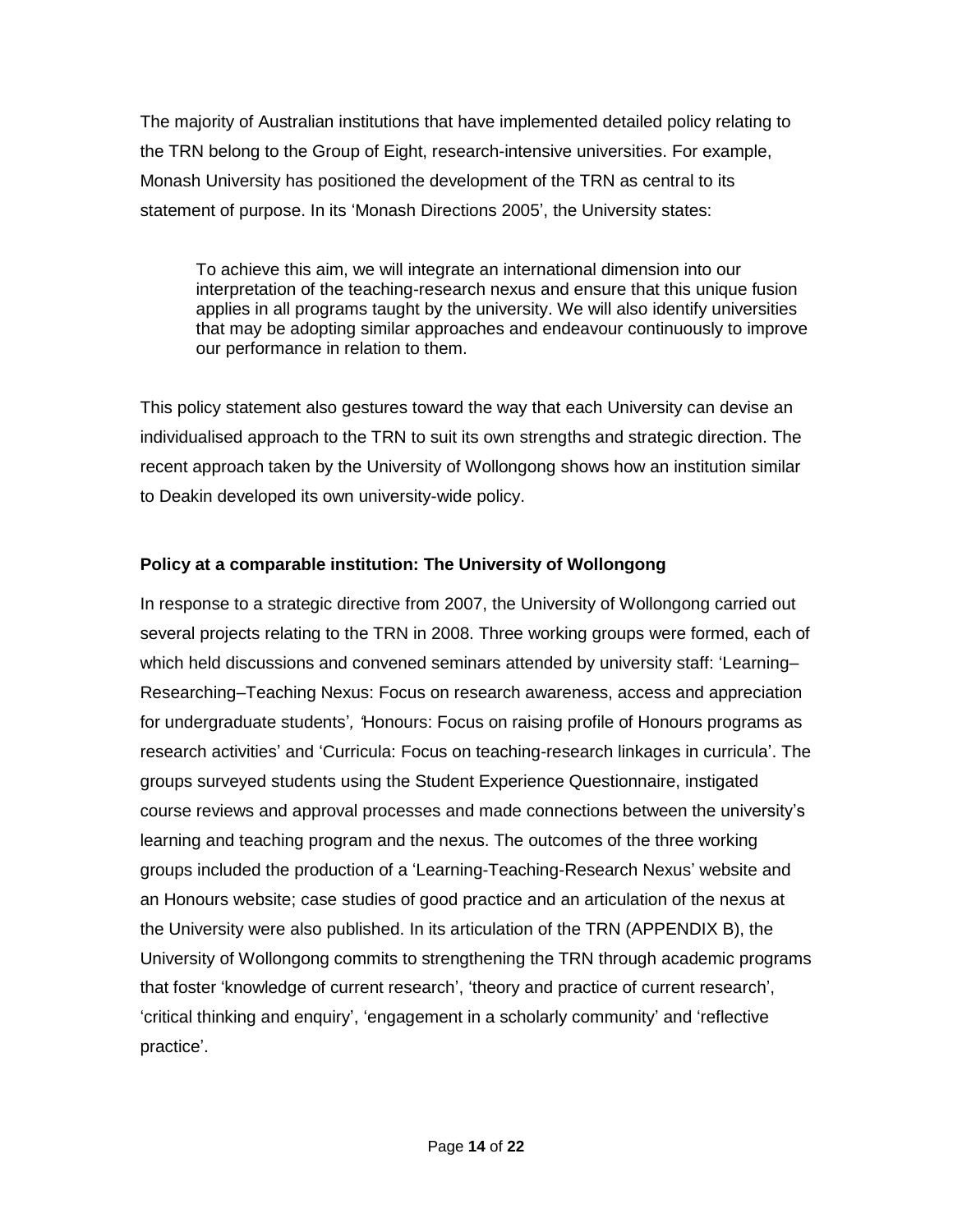The majority of Australian institutions that have implemented detailed policy relating to the TRN belong to the Group of Eight, research-intensive universities. For example, Monash University has positioned the development of the TRN as central to its statement of purpose. In its 'Monash Directions 2005', the University states:

> To achieve this aim, we will integrate an international dimension into our interpretation of the teaching-research nexus and ensure that this unique fusion applies in all programs taught by the university. We will also identify universities that may be adopting similar approaches and endeavour continuously to improve our performance in relation to them.

This policy statement also gestures toward the way that each University can devise an individualised approach to the TRN to suit its own strengths and strategic direction. The recent approach taken by the University of Wollongong shows how an institution similar to Deakin developed its own university-wide policy.

**Policy at a comparable institution: The University of Wollongong**

In response to a strategic directive from 2007, the University of Wollongong carried out several projects relating to the TRN in 2008. Three working groups were formed, each of which held discussions and convened seminars attended by university staff: 'Learning–Researching–Teaching Nexus: Focus on research awareness, access and appreciation for undergraduate students', 'Honours: Focus on raising profile of Honours programs as research activities' and 'Curricula: Focus on teaching-research linkages in curricula'. The groups surveyed students using the Student Experience Questionnaire, instigated course reviews and approval processes and made connections between the university's learning and teaching program and the nexus. The outcomes of the three working groups included the production of a 'Learning-Teaching-Research Nexus' website and an Honours website; case studies of good practice and an articulation of the nexus at the University were also published. In its articulation of the TRN (APPENDIX B), the University of Wollongong commits to strengthening the TRN through academic programs that foster 'knowledge of current research', 'theory and practice of current research', 'critical thinking and enquiry', 'engagement in a scholarly community' and 'reflective practice'.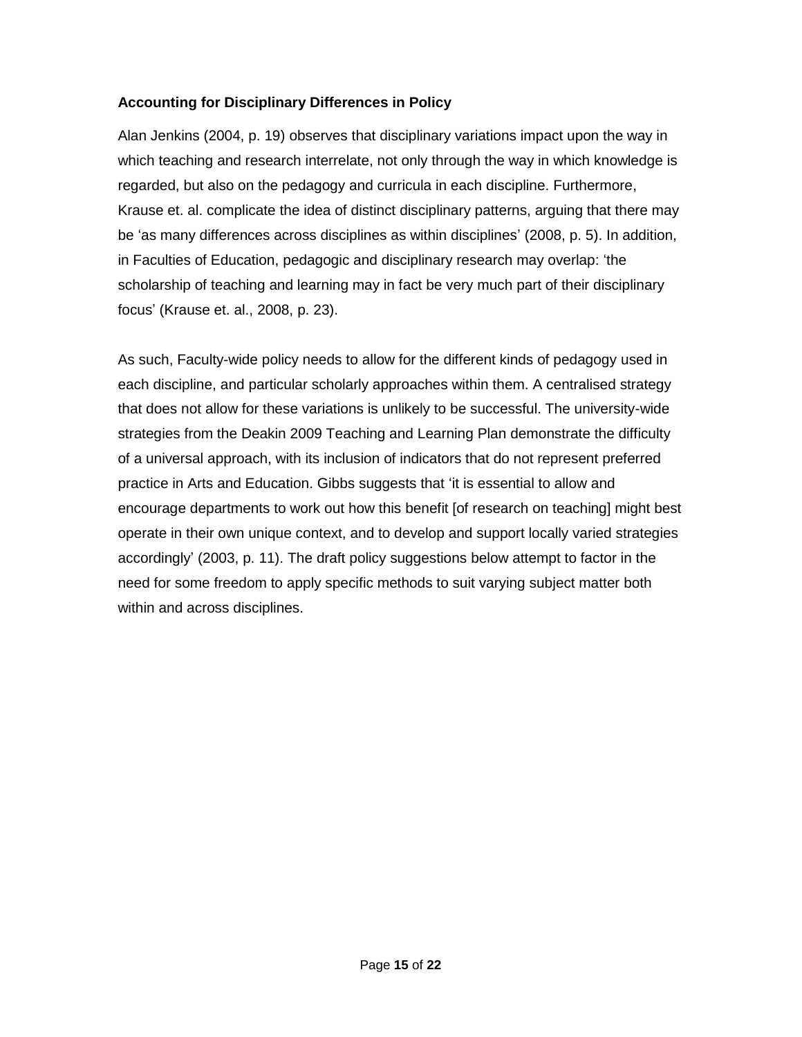**Accounting for Disciplinary Differences in Policy**

Alan Jenkins (2004, p. 19) observes that disciplinary variations impact upon the way in which teaching and research interrelate, not only through the way in which knowledge is regarded, but also on the pedagogy and curricula in each discipline. Furthermore, Krause et. al. complicate the idea of distinct disciplinary patterns, arguing that there may be 'as many differences across disciplines as within disciplines' (2008, p. 5). In addition, in Faculties of Education, pedagogic and disciplinary research may overlap: 'the scholarship of teaching and learning may in fact be very much part of their disciplinary focus' (Krause et. al., 2008, p. 23).

As such, Faculty-wide policy needs to allow for the different kinds of pedagogy used in each discipline, and particular scholarly approaches within them. A centralised strategy that does not allow for these variations is unlikely to be successful. The university-wide strategies from the Deakin 2009 Teaching and Learning Plan demonstrate the difficulty of a universal approach, with its inclusion of indicators that do not represent preferred practice in Arts and Education. Gibbs suggests that 'it is essential to allow and encourage departments to work out how this benefit [of research on teaching] might best operate in their own unique context, and to develop and support locally varied strategies accordingly' (2003, p. 11). The draft policy suggestions below attempt to factor in the need for some freedom to apply specific methods to suit varying subject matter both within and across disciplines.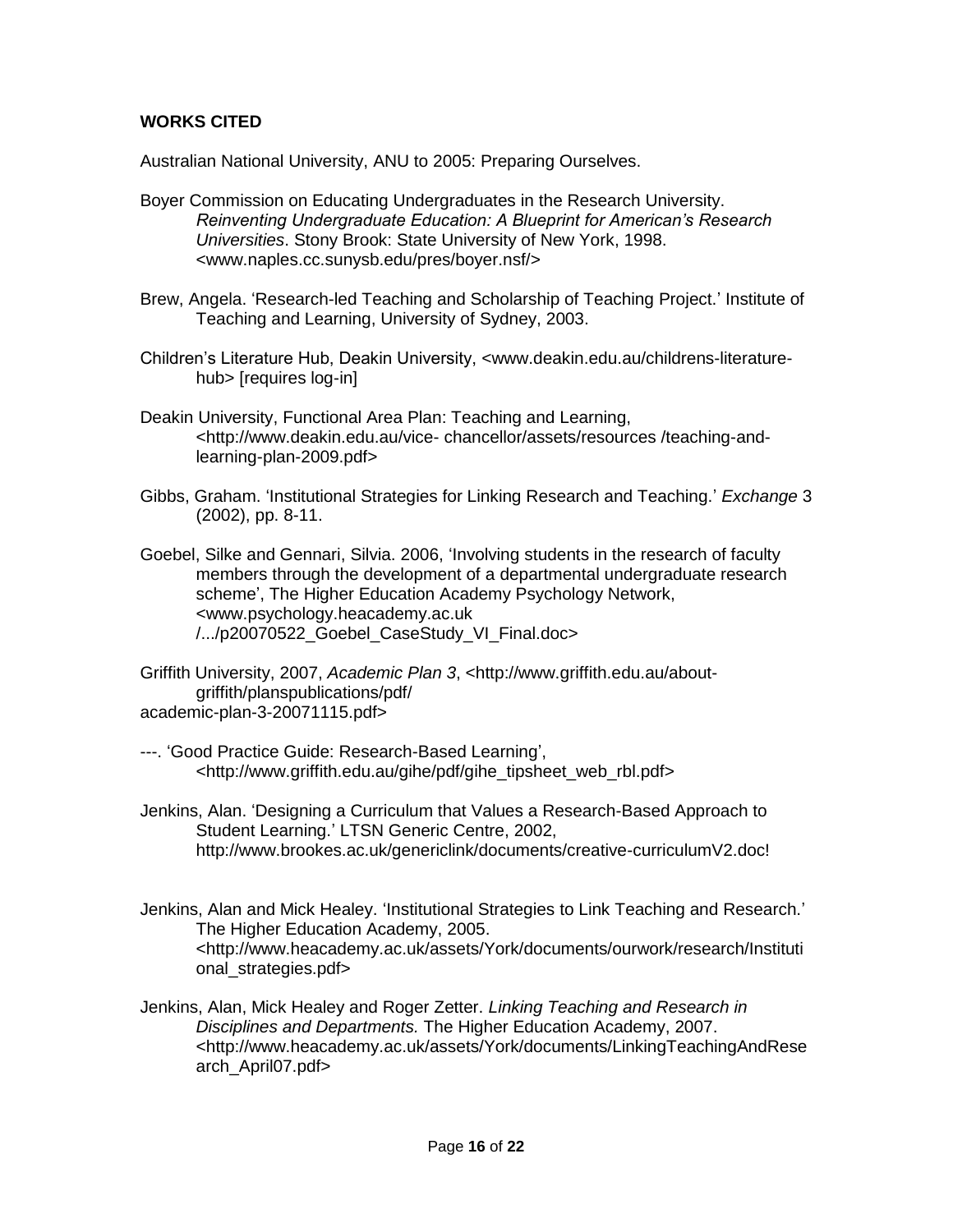**WORKS CITED**

Australian National University, ANU to 2005: Preparing Ourselves.

Boyer Commission on Educating Undergraduates in the Research University. *Reinventing Undergraduate Education: A Blueprint for American's Research Universities*. Stony Brook: State University of New York, 1998. <www.naples.cc.sunysb.edu/pres/boyer.nsf/>

Brew, Angela. 'Research-led Teaching and Scholarship of Teaching Project.' Institute of Teaching and Learning, University of Sydney, 2003.

Children's Literature Hub, Deakin University, <www.deakin.edu.au/childrens-literature-hub> [requires log-in]

Deakin University, Functional Area Plan: Teaching and Learning, <http://www.deakin.edu.au/vice- chancellor/assets/resources /teaching-and-learning-plan-2009.pdf>

Gibbs, Graham. 'Institutional Strategies for Linking Research and Teaching.' *Exchange* 3 (2002), pp. 8-11.

Goebel, Silke and Gennari, Silvia. 2006, 'Involving students in the research of faculty members through the development of a departmental undergraduate research scheme', The Higher Education Academy Psychology Network, <www.psychology.heacademy.ac.uk /.../p20070522_Goebel_CaseStudy_VI_Final.doc>

Griffith University, 2007, *Academic Plan 3*, <http://www.griffith.edu.au/about-griffith/planspublications/pdf/ academic-plan-3-20071115.pdf>

---. 'Good Practice Guide: Research-Based Learning', <http://www.griffith.edu.au/gihe/pdf/gihe_tipsheet_web_rbl.pdf>

Jenkins, Alan. 'Designing a Curriculum that Values a Research-Based Approach to Student Learning.' LTSN Generic Centre, 2002, http://www.brookes.ac.uk/genericlink/documents/creative-curriculumV2.doc!

Jenkins, Alan and Mick Healey. 'Institutional Strategies to Link Teaching and Research.' The Higher Education Academy, 2005. <http://www.heacademy.ac.uk/assets/York/documents/ourwork/research/Institutional_strategies.pdf>

Jenkins, Alan, Mick Healey and Roger Zetter. *Linking Teaching and Research in Disciplines and Departments.* The Higher Education Academy, 2007. <http://www.heacademy.ac.uk/assets/York/documents/LinkingTeachingAndResearch_April07.pdf>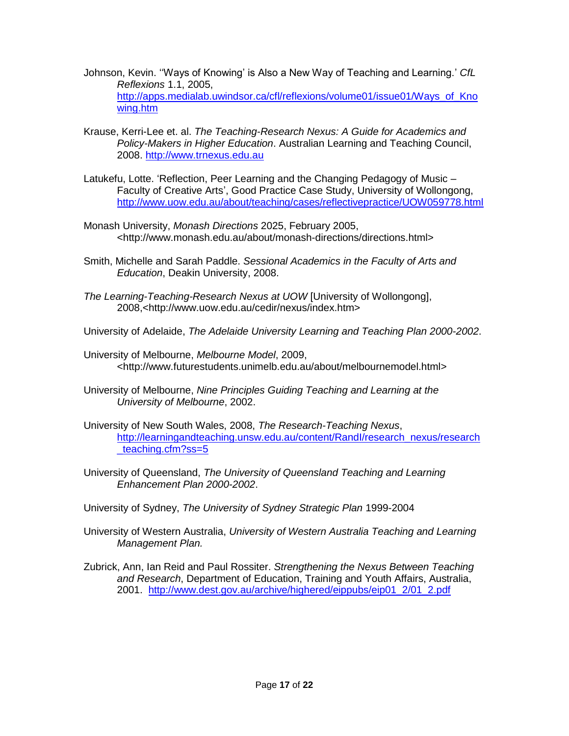Johnson, Kevin. ''Ways of Knowing' is Also a New Way of Teaching and Learning.' *CfL Reflexions* 1.1, 2005, http://apps.medialab.uwindsor.ca/cfl/reflexions/volume01/issue01/Ways_of_Knowing.htm

Krause, Kerri-Lee et. al. *The Teaching-Research Nexus: A Guide for Academics and Policy-Makers in Higher Education*. Australian Learning and Teaching Council, 2008. http://www.trnexus.edu.au

Latukefu, Lotte. 'Reflection, Peer Learning and the Changing Pedagogy of Music – Faculty of Creative Arts', Good Practice Case Study, University of Wollongong, http://www.uow.edu.au/about/teaching/cases/reflectivepractice/UOW059778.html

Monash University, *Monash Directions* 2025, February 2005, <http://www.monash.edu.au/about/monash-directions/directions.html>

Smith, Michelle and Sarah Paddle. *Sessional Academics in the Faculty of Arts and Education*, Deakin University, 2008.

*The Learning-Teaching-Research Nexus at UOW* [University of Wollongong], 2008,<http://www.uow.edu.au/cedir/nexus/index.htm>

University of Adelaide, *The Adelaide University Learning and Teaching Plan 2000-2002*.

University of Melbourne, *Melbourne Model*, 2009, <http://www.futurestudents.unimelb.edu.au/about/melbournemodel.html>

University of Melbourne, *Nine Principles Guiding Teaching and Learning at the University of Melbourne*, 2002.

University of New South Wales, 2008, *The Research-Teaching Nexus*, http://learningandteaching.unsw.edu.au/content/RandI/research_nexus/research_teaching.cfm?ss=5

University of Queensland, *The University of Queensland Teaching and Learning Enhancement Plan 2000-2002*.

University of Sydney, *The University of Sydney Strategic Plan* 1999-2004

University of Western Australia, *University of Western Australia Teaching and Learning Management Plan.*

Zubrick, Ann, Ian Reid and Paul Rossiter. *Strengthening the Nexus Between Teaching and Research*, Department of Education, Training and Youth Affairs, Australia, 2001. http://www.dest.gov.au/archive/highered/eippubs/eip01_2/01_2.pdf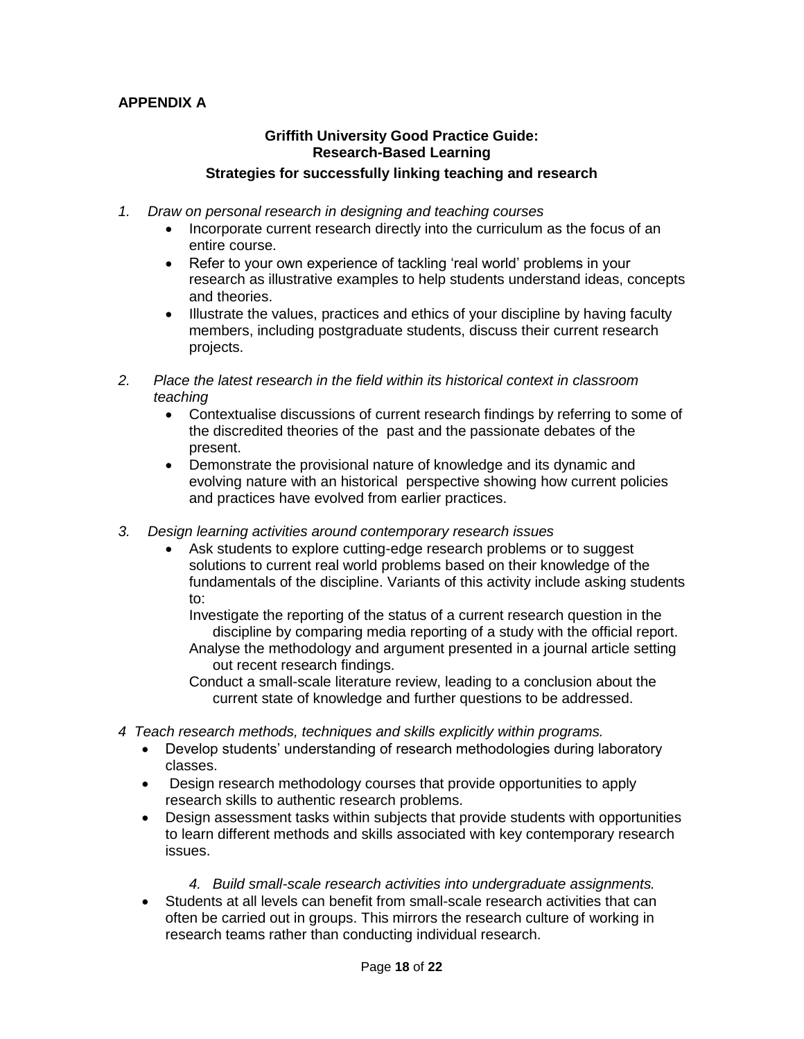**APPENDIX A**

**Griffith University Good Practice Guide:**
**Research-Based Learning**

**Strategies for successfully linking teaching and research**

1. *Draw on personal research in designing and teaching courses*
   - Incorporate current research directly into the curriculum as the focus of an entire course.
   - Refer to your own experience of tackling 'real world' problems in your research as illustrative examples to help students understand ideas, concepts and theories.
   - Illustrate the values, practices and ethics of your discipline by having faculty members, including postgraduate students, discuss their current research projects.

2. *Place the latest research in the field within its historical context in classroom teaching*
   - Contextualise discussions of current research findings by referring to some of the discredited theories of the past and the passionate debates of the present.
   - Demonstrate the provisional nature of knowledge and its dynamic and evolving nature with an historical perspective showing how current policies and practices have evolved from earlier practices.

3. *Design learning activities around contemporary research issues*
   - Ask students to explore cutting-edge research problems or to suggest solutions to current real world problems based on their knowledge of the fundamentals of the discipline. Variants of this activity include asking students to:

     Investigate the reporting of the status of a current research question in the discipline by comparing media reporting of a study with the official report.

     Analyse the methodology and argument presented in a journal article setting out recent research findings.

     Conduct a small-scale literature review, leading to a conclusion about the current state of knowledge and further questions to be addressed.

4 *Teach research methods, techniques and skills explicitly within programs.*
   - Develop students' understanding of research methodologies during laboratory classes.
   - Design research methodology courses that provide opportunities to apply research skills to authentic research problems.
   - Design assessment tasks within subjects that provide students with opportunities to learn different methods and skills associated with key contemporary research issues.

4. *Build small-scale research activities into undergraduate assignments.*
   - Students at all levels can benefit from small-scale research activities that can often be carried out in groups. This mirrors the research culture of working in research teams rather than conducting individual research.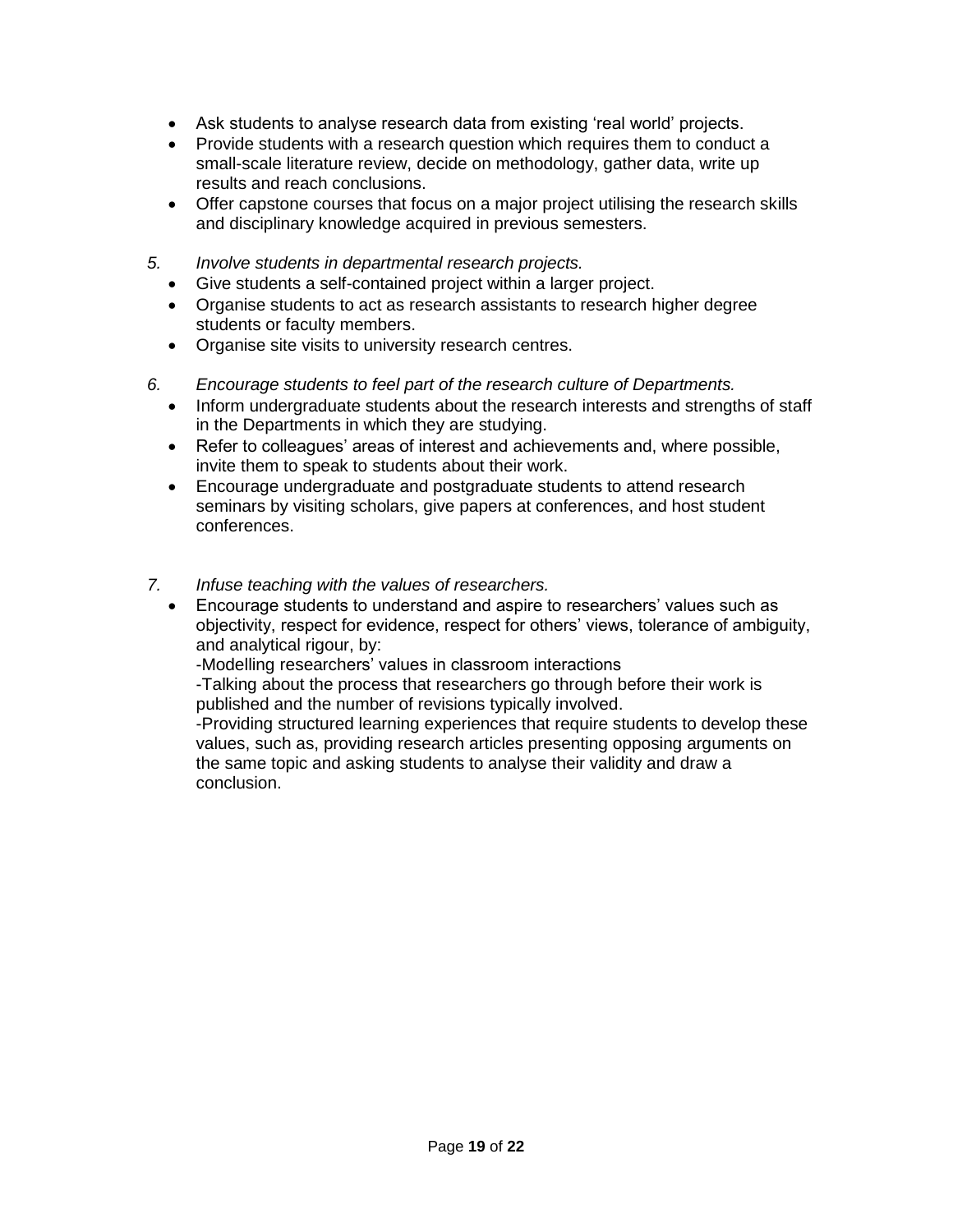- Ask students to analyse research data from existing 'real world' projects.
- Provide students with a research question which requires them to conduct a small-scale literature review, decide on methodology, gather data, write up results and reach conclusions.
- Offer capstone courses that focus on a major project utilising the research skills and disciplinary knowledge acquired in previous semesters.

5. *Involve students in departmental research projects.*
   - Give students a self-contained project within a larger project.
   - Organise students to act as research assistants to research higher degree students or faculty members.
   - Organise site visits to university research centres.

6. *Encourage students to feel part of the research culture of Departments.*
   - Inform undergraduate students about the research interests and strengths of staff in the Departments in which they are studying.
   - Refer to colleagues' areas of interest and achievements and, where possible, invite them to speak to students about their work.
   - Encourage undergraduate and postgraduate students to attend research seminars by visiting scholars, give papers at conferences, and host student conferences.

7. *Infuse teaching with the values of researchers.*
   - Encourage students to understand and aspire to researchers' values such as objectivity, respect for evidence, respect for others' views, tolerance of ambiguity, and analytical rigour, by:

     -Modelling researchers' values in classroom interactions

     -Talking about the process that researchers go through before their work is published and the number of revisions typically involved.

     -Providing structured learning experiences that require students to develop these values, such as, providing research articles presenting opposing arguments on the same topic and asking students to analyse their validity and draw a conclusion.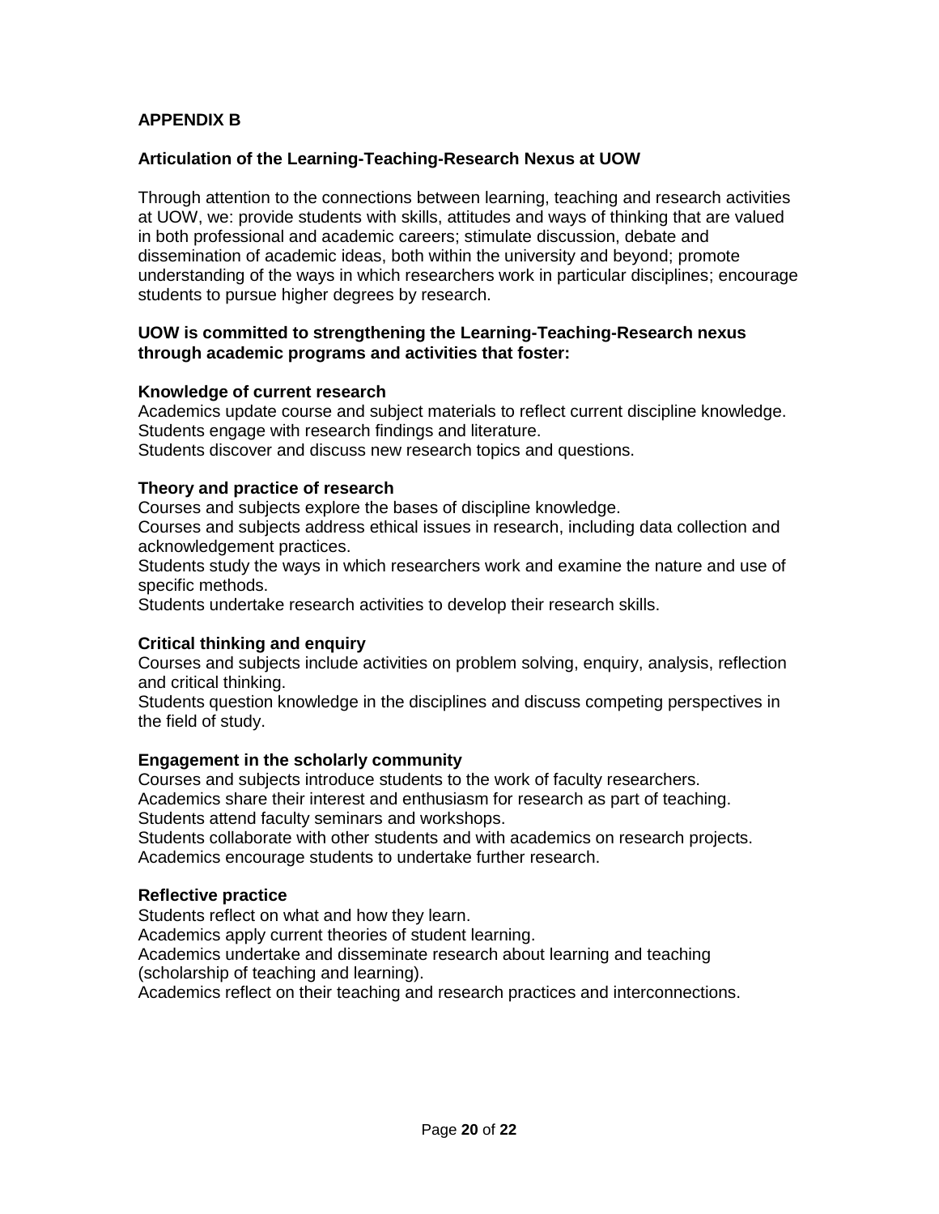## APPENDIX B

### Articulation of the Learning-Teaching-Research Nexus at UOW

Through attention to the connections between learning, teaching and research activities at UOW, we: provide students with skills, attitudes and ways of thinking that are valued in both professional and academic careers; stimulate discussion, debate and dissemination of academic ideas, both within the university and beyond; promote understanding of the ways in which researchers work in particular disciplines; encourage students to pursue higher degrees by research.

**UOW is committed to strengthening the Learning-Teaching-Research nexus through academic programs and activities that foster:**

**Knowledge of current research**

Academics update course and subject materials to reflect current discipline knowledge.
Students engage with research findings and literature.
Students discover and discuss new research topics and questions.

**Theory and practice of research**

Courses and subjects explore the bases of discipline knowledge.
Courses and subjects address ethical issues in research, including data collection and acknowledgement practices.
Students study the ways in which researchers work and examine the nature and use of specific methods.
Students undertake research activities to develop their research skills.

**Critical thinking and enquiry**

Courses and subjects include activities on problem solving, enquiry, analysis, reflection and critical thinking.
Students question knowledge in the disciplines and discuss competing perspectives in the field of study.

**Engagement in the scholarly community**

Courses and subjects introduce students to the work of faculty researchers.
Academics share their interest and enthusiasm for research as part of teaching.
Students attend faculty seminars and workshops.
Students collaborate with other students and with academics on research projects.
Academics encourage students to undertake further research.

**Reflective practice**

Students reflect on what and how they learn.
Academics apply current theories of student learning.
Academics undertake and disseminate research about learning and teaching (scholarship of teaching and learning).
Academics reflect on their teaching and research practices and interconnections.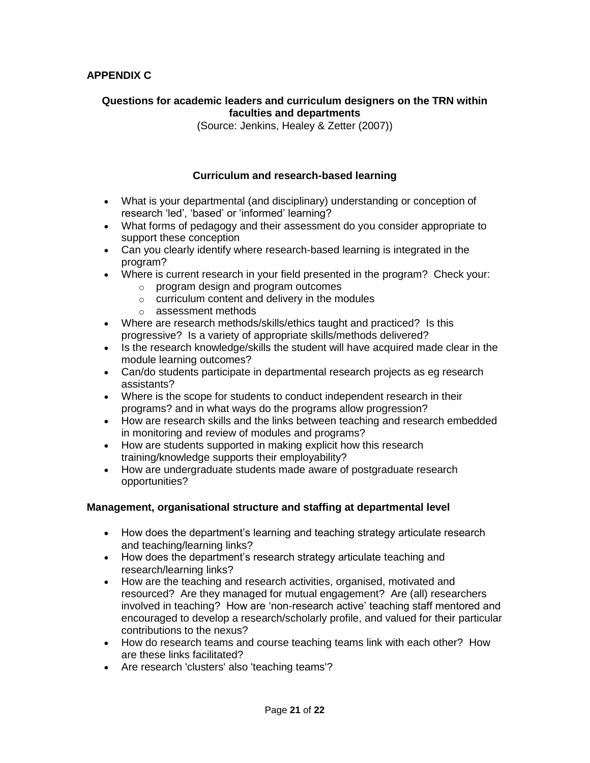## APPENDIX C

### Questions for academic leaders and curriculum designers on the TRN within faculties and departments

(Source: Jenkins, Healey & Zetter (2007))

### Curriculum and research-based learning

- What is your departmental (and disciplinary) understanding or conception of research 'led', 'based' or 'informed' learning?
- What forms of pedagogy and their assessment do you consider appropriate to support these conception
- Can you clearly identify where research-based learning is integrated in the program?
- Where is current research in your field presented in the program? Check your:
  - program design and program outcomes
  - curriculum content and delivery in the modules
  - assessment methods
- Where are research methods/skills/ethics taught and practiced? Is this progressive? Is a variety of appropriate skills/methods delivered?
- Is the research knowledge/skills the student will have acquired made clear in the module learning outcomes?
- Can/do students participate in departmental research projects as eg research assistants?
- Where is the scope for students to conduct independent research in their programs? and in what ways do the programs allow progression?
- How are research skills and the links between teaching and research embedded in monitoring and review of modules and programs?
- How are students supported in making explicit how this research training/knowledge supports their employability?
- How are undergraduate students made aware of postgraduate research opportunities?

### Management, organisational structure and staffing at departmental level

- How does the department's learning and teaching strategy articulate research and teaching/learning links?
- How does the department's research strategy articulate teaching and research/learning links?
- How are the teaching and research activities, organised, motivated and resourced? Are they managed for mutual engagement? Are (all) researchers involved in teaching? How are 'non-research active' teaching staff mentored and encouraged to develop a research/scholarly profile, and valued for their particular contributions to the nexus?
- How do research teams and course teaching teams link with each other? How are these links facilitated?
- Are research 'clusters' also 'teaching teams'?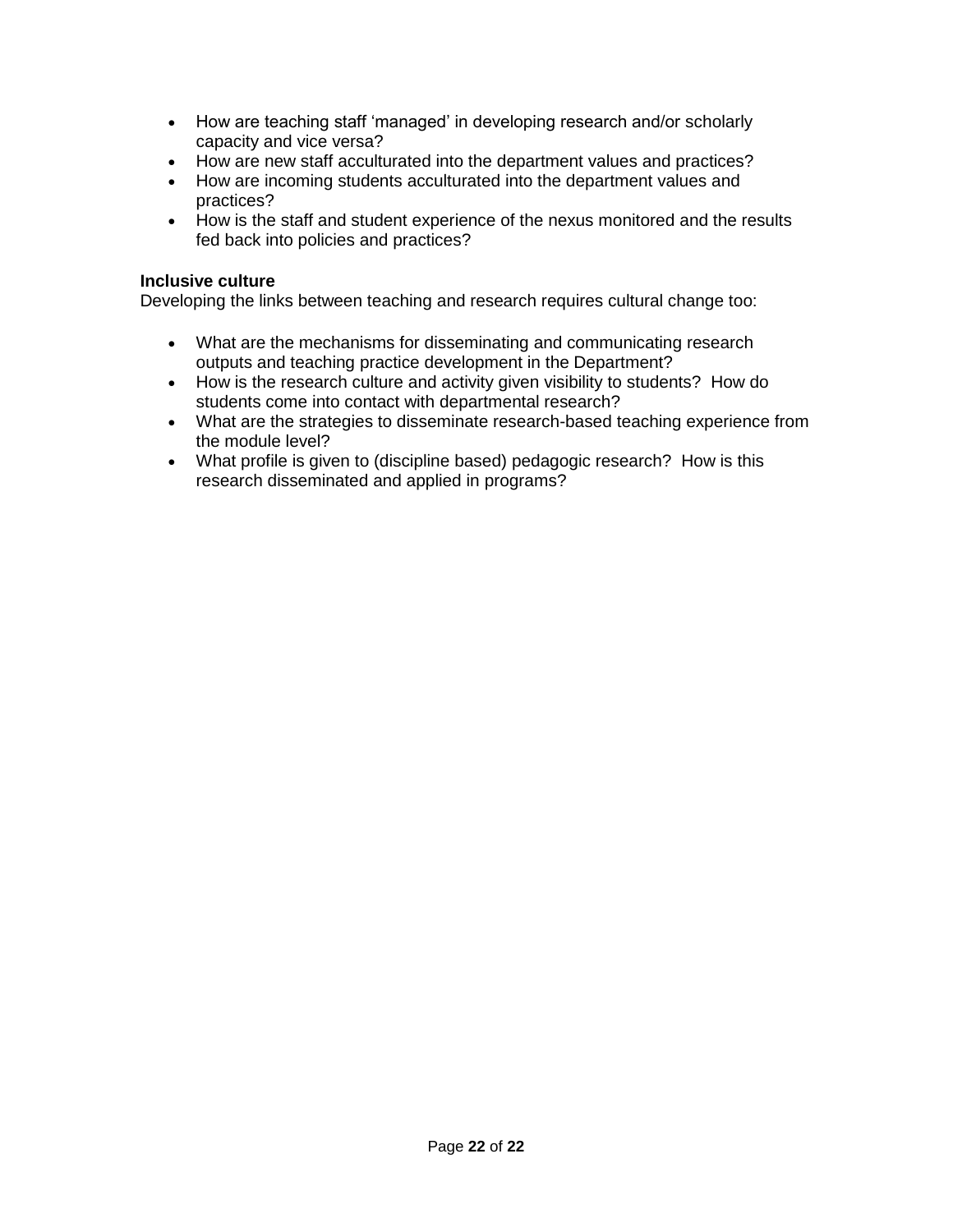- How are teaching staff 'managed' in developing research and/or scholarly capacity and vice versa?
- How are new staff acculturated into the department values and practices?
- How are incoming students acculturated into the department values and practices?
- How is the staff and student experience of the nexus monitored and the results fed back into policies and practices?

**Inclusive culture**

Developing the links between teaching and research requires cultural change too:

- What are the mechanisms for disseminating and communicating research outputs and teaching practice development in the Department?
- How is the research culture and activity given visibility to students? How do students come into contact with departmental research?
- What are the strategies to disseminate research-based teaching experience from the module level?
- What profile is given to (discipline based) pedagogic research? How is this research disseminated and applied in programs?